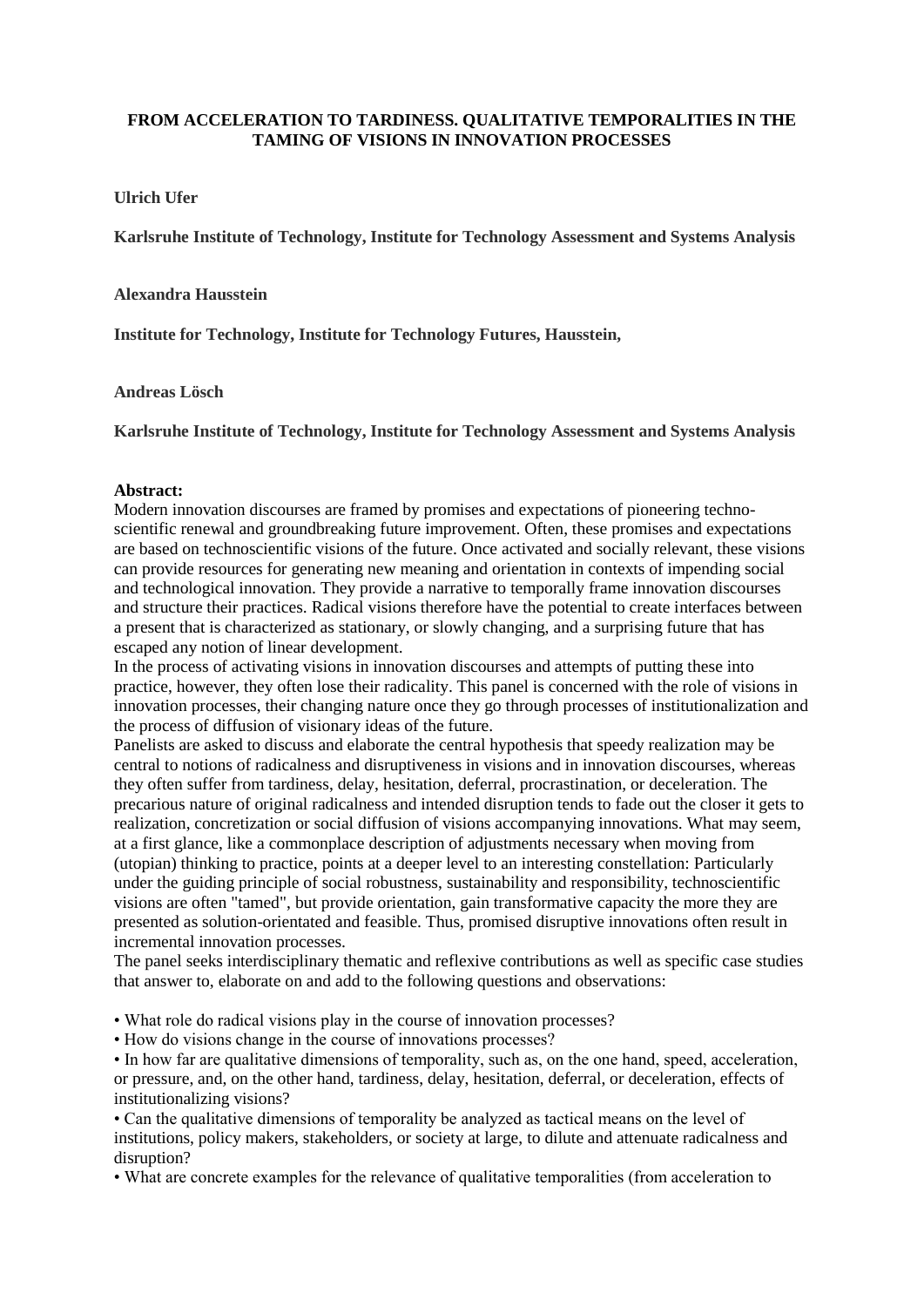**FROM ACCELERATION TO TARDINESS. QUALITATIVE TEMPORALITIES IN THE TAMING OF VISIONS IN INNOVATION PROCESSES**

**Ulrich Ufer**

**Karlsruhe Institute of Technology, Institute for Technology Assessment and Systems Analysis**

**Alexandra Hausstein**

**Institute for Technology, Institute for Technology Futures, Hausstein,**

**Andreas Lösch**

**Karlsruhe Institute of Technology, Institute for Technology Assessment and Systems Analysis**

**Abstract:**
Modern innovation discourses are framed by promises and expectations of pioneering techno-scientific renewal and groundbreaking future improvement. Often, these promises and expectations are based on technoscientific visions of the future. Once activated and socially relevant, these visions can provide resources for generating new meaning and orientation in contexts of impending social and technological innovation. They provide a narrative to temporally frame innovation discourses and structure their practices. Radical visions therefore have the potential to create interfaces between a present that is characterized as stationary, or slowly changing, and a surprising future that has escaped any notion of linear development.
In the process of activating visions in innovation discourses and attempts of putting these into practice, however, they often lose their radicality. This panel is concerned with the role of visions in innovation processes, their changing nature once they go through processes of institutionalization and the process of diffusion of visionary ideas of the future.
Panelists are asked to discuss and elaborate the central hypothesis that speedy realization may be central to notions of radicalness and disruptiveness in visions and in innovation discourses, whereas they often suffer from tardiness, delay, hesitation, deferral, procrastination, or deceleration. The precarious nature of original radicalness and intended disruption tends to fade out the closer it gets to realization, concretization or social diffusion of visions accompanying innovations. What may seem, at a first glance, like a commonplace description of adjustments necessary when moving from (utopian) thinking to practice, points at a deeper level to an interesting constellation: Particularly under the guiding principle of social robustness, sustainability and responsibility, technoscientific visions are often "tamed", but provide orientation, gain transformative capacity the more they are presented as solution-orientated and feasible. Thus, promised disruptive innovations often result in incremental innovation processes.
The panel seeks interdisciplinary thematic and reflexive contributions as well as specific case studies that answer to, elaborate on and add to the following questions and observations:

- What role do radical visions play in the course of innovation processes?
- How do visions change in the course of innovations processes?
- In how far are qualitative dimensions of temporality, such as, on the one hand, speed, acceleration, or pressure, and, on the other hand, tardiness, delay, hesitation, deferral, or deceleration, effects of institutionalizing visions?
- Can the qualitative dimensions of temporality be analyzed as tactical means on the level of institutions, policy makers, stakeholders, or society at large, to dilute and attenuate radicalness and disruption?
- What are concrete examples for the relevance of qualitative temporalities (from acceleration to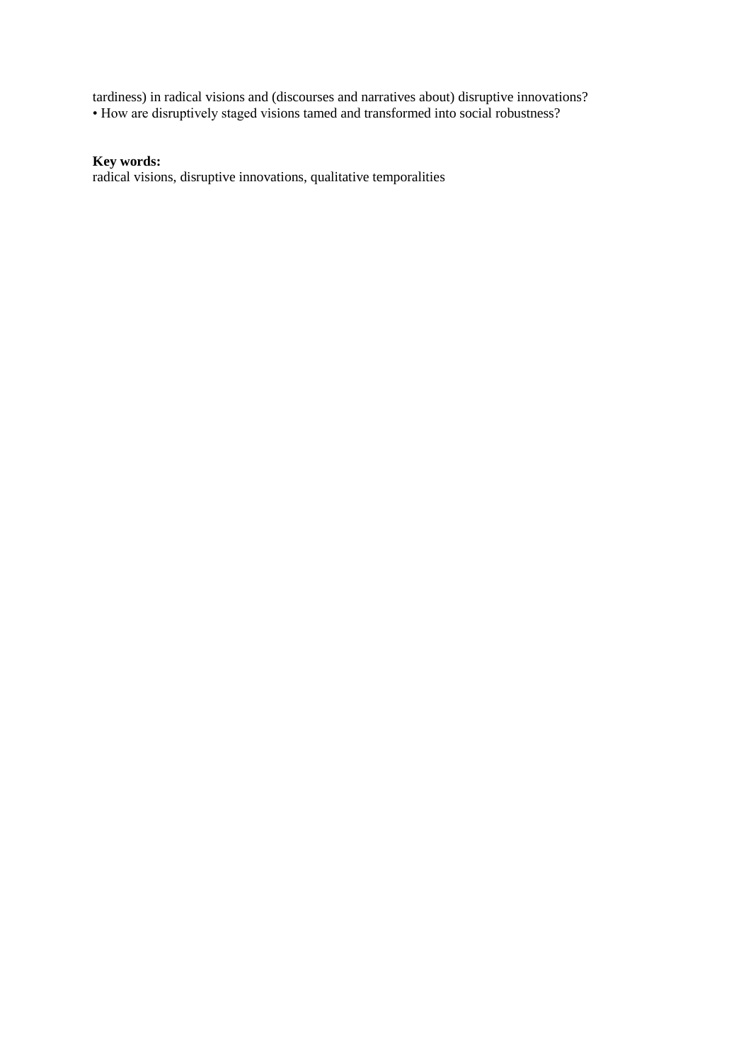tardiness) in radical visions and (discourses and narratives about) disruptive innovations?

- How are disruptively staged visions tamed and transformed into social robustness?

**Key words:**
radical visions, disruptive innovations, qualitative temporalities